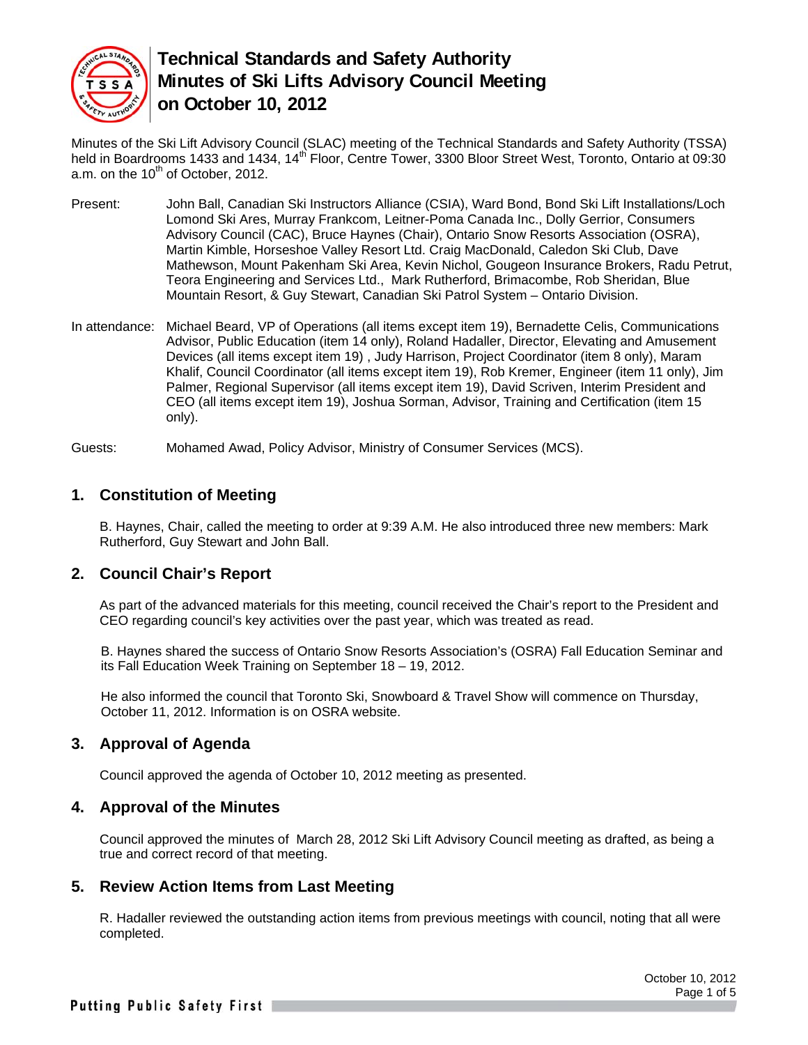# Technical Standards and Safety Authority
# Minutes of Ski Lifts Advisory Council Meeting on October 10, 2012

Minutes of the Ski Lift Advisory Council (SLAC) meeting of the Technical Standards and Safety Authority (TSSA) held in Boardrooms 1433 and 1434, 14th Floor, Centre Tower, 3300 Bloor Street West, Toronto, Ontario at 09:30 a.m. on the 10th of October, 2012.

Present: John Ball, Canadian Ski Instructors Alliance (CSIA), Ward Bond, Bond Ski Lift Installations/Loch Lomond Ski Ares, Murray Frankcom, Leitner-Poma Canada Inc., Dolly Gerrior, Consumers Advisory Council (CAC), Bruce Haynes (Chair), Ontario Snow Resorts Association (OSRA), Martin Kimble, Horseshoe Valley Resort Ltd. Craig MacDonald, Caledon Ski Club, Dave Mathewson, Mount Pakenham Ski Area, Kevin Nichol, Gougeon Insurance Brokers, Radu Petrut, Teora Engineering and Services Ltd., Mark Rutherford, Brimacombe, Rob Sheridan, Blue Mountain Resort, & Guy Stewart, Canadian Ski Patrol System – Ontario Division.

In attendance: Michael Beard, VP of Operations (all items except item 19), Bernadette Celis, Communications Advisor, Public Education (item 14 only), Roland Hadaller, Director, Elevating and Amusement Devices (all items except item 19) , Judy Harrison, Project Coordinator (item 8 only), Maram Khalif, Council Coordinator (all items except item 19), Rob Kremer, Engineer (item 11 only), Jim Palmer, Regional Supervisor (all items except item 19), David Scriven, Interim President and CEO (all items except item 19), Joshua Sorman, Advisor, Training and Certification (item 15 only).

Guests: Mohamed Awad, Policy Advisor, Ministry of Consumer Services (MCS).

## 1. Constitution of Meeting

B. Haynes, Chair, called the meeting to order at 9:39 A.M. He also introduced three new members: Mark Rutherford, Guy Stewart and John Ball.

## 2. Council Chair's Report

As part of the advanced materials for this meeting, council received the Chair's report to the President and CEO regarding council's key activities over the past year, which was treated as read.

B. Haynes shared the success of Ontario Snow Resorts Association's (OSRA) Fall Education Seminar and its Fall Education Week Training on September 18 – 19, 2012.

He also informed the council that Toronto Ski, Snowboard & Travel Show will commence on Thursday, October 11, 2012. Information is on OSRA website.

## 3. Approval of Agenda

Council approved the agenda of October 10, 2012 meeting as presented.

## 4. Approval of the Minutes

Council approved the minutes of March 28, 2012 Ski Lift Advisory Council meeting as drafted, as being a true and correct record of that meeting.

## 5. Review Action Items from Last Meeting

R. Hadaller reviewed the outstanding action items from previous meetings with council, noting that all were completed.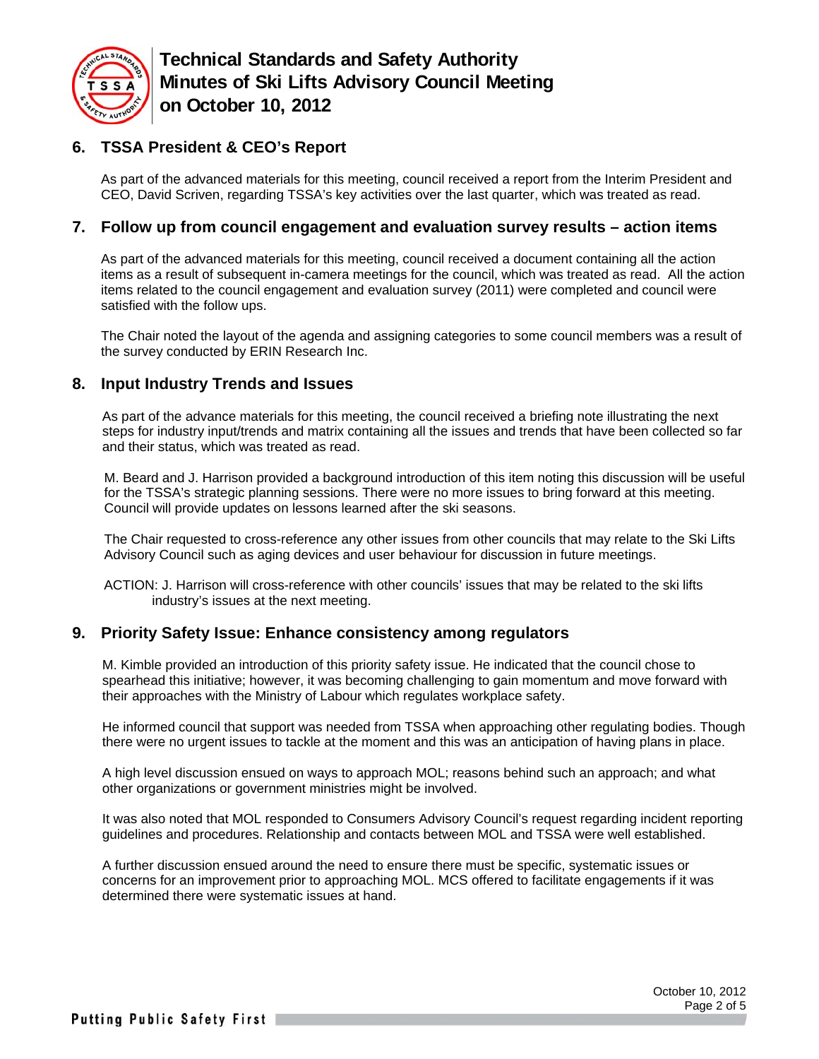## 6. TSSA President & CEO's Report

As part of the advanced materials for this meeting, council received a report from the Interim President and CEO, David Scriven, regarding TSSA's key activities over the last quarter, which was treated as read.

## 7. Follow up from council engagement and evaluation survey results – action items

As part of the advanced materials for this meeting, council received a document containing all the action items as a result of subsequent in-camera meetings for the council, which was treated as read. All the action items related to the council engagement and evaluation survey (2011) were completed and council were satisfied with the follow ups.

The Chair noted the layout of the agenda and assigning categories to some council members was a result of the survey conducted by ERIN Research Inc.

## 8. Input Industry Trends and Issues

As part of the advance materials for this meeting, the council received a briefing note illustrating the next steps for industry input/trends and matrix containing all the issues and trends that have been collected so far and their status, which was treated as read.

M. Beard and J. Harrison provided a background introduction of this item noting this discussion will be useful for the TSSA's strategic planning sessions. There were no more issues to bring forward at this meeting. Council will provide updates on lessons learned after the ski seasons.

The Chair requested to cross-reference any other issues from other councils that may relate to the Ski Lifts Advisory Council such as aging devices and user behaviour for discussion in future meetings.

ACTION: J. Harrison will cross-reference with other councils' issues that may be related to the ski lifts industry's issues at the next meeting.

## 9. Priority Safety Issue: Enhance consistency among regulators

M. Kimble provided an introduction of this priority safety issue. He indicated that the council chose to spearhead this initiative; however, it was becoming challenging to gain momentum and move forward with their approaches with the Ministry of Labour which regulates workplace safety.

He informed council that support was needed from TSSA when approaching other regulating bodies. Though there were no urgent issues to tackle at the moment and this was an anticipation of having plans in place.

A high level discussion ensued on ways to approach MOL; reasons behind such an approach; and what other organizations or government ministries might be involved.

It was also noted that MOL responded to Consumers Advisory Council's request regarding incident reporting guidelines and procedures. Relationship and contacts between MOL and TSSA were well established.

A further discussion ensued around the need to ensure there must be specific, systematic issues or concerns for an improvement prior to approaching MOL. MCS offered to facilitate engagements if it was determined there were systematic issues at hand.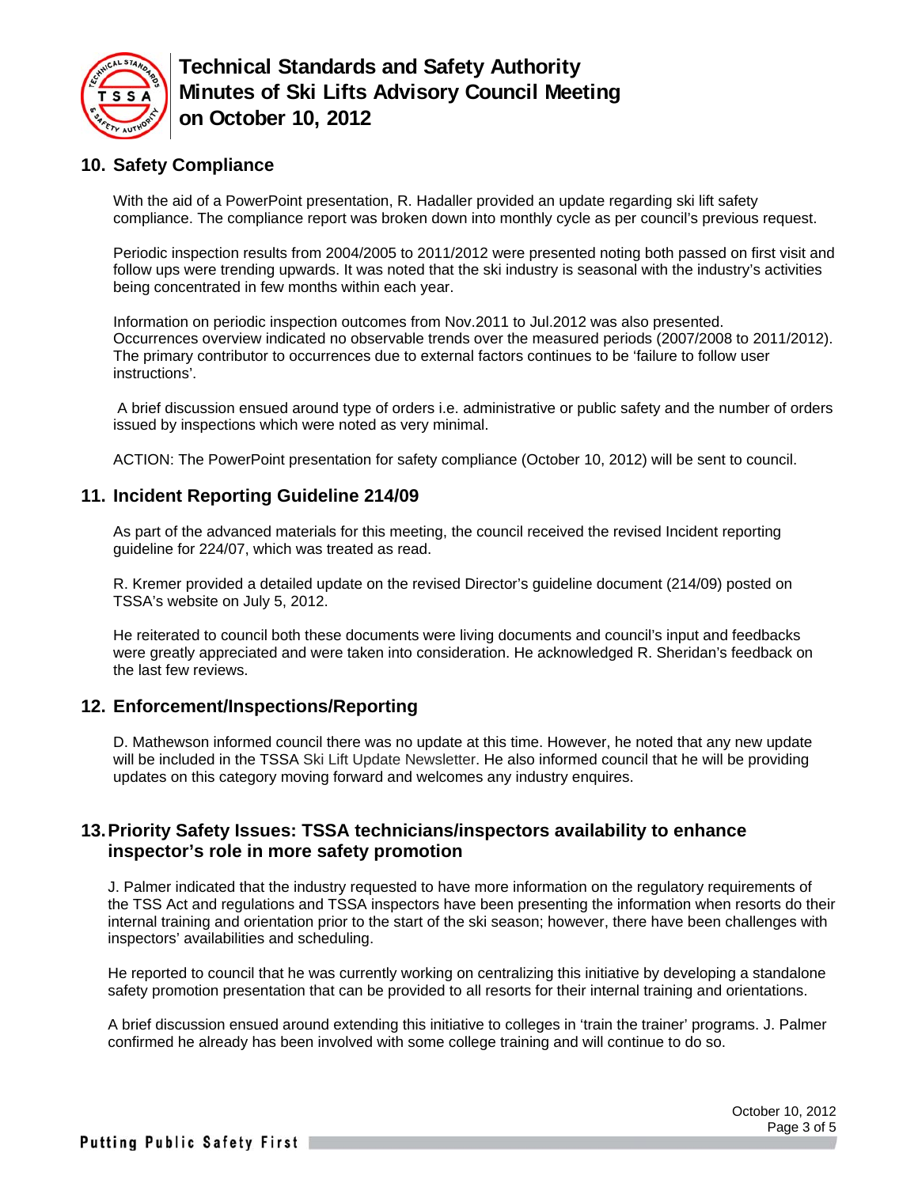## 10. Safety Compliance

With the aid of a PowerPoint presentation, R. Hadaller provided an update regarding ski lift safety compliance. The compliance report was broken down into monthly cycle as per council's previous request.

Periodic inspection results from 2004/2005 to 2011/2012 were presented noting both passed on first visit and follow ups were trending upwards. It was noted that the ski industry is seasonal with the industry's activities being concentrated in few months within each year.

Information on periodic inspection outcomes from Nov.2011 to Jul.2012 was also presented. Occurrences overview indicated no observable trends over the measured periods (2007/2008 to 2011/2012). The primary contributor to occurrences due to external factors continues to be 'failure to follow user instructions'.

A brief discussion ensued around type of orders i.e. administrative or public safety and the number of orders issued by inspections which were noted as very minimal.

ACTION: The PowerPoint presentation for safety compliance (October 10, 2012) will be sent to council.

## 11. Incident Reporting Guideline 214/09

As part of the advanced materials for this meeting, the council received the revised Incident reporting guideline for 224/07, which was treated as read.

R. Kremer provided a detailed update on the revised Director's guideline document (214/09) posted on TSSA's website on July 5, 2012.

He reiterated to council both these documents were living documents and council's input and feedbacks were greatly appreciated and were taken into consideration. He acknowledged R. Sheridan's feedback on the last few reviews.

## 12. Enforcement/Inspections/Reporting

D. Mathewson informed council there was no update at this time. However, he noted that any new update will be included in the TSSA Ski Lift Update Newsletter. He also informed council that he will be providing updates on this category moving forward and welcomes any industry enquires.

## 13. Priority Safety Issues: TSSA technicians/inspectors availability to enhance inspector's role in more safety promotion

J. Palmer indicated that the industry requested to have more information on the regulatory requirements of the TSS Act and regulations and TSSA inspectors have been presenting the information when resorts do their internal training and orientation prior to the start of the ski season; however, there have been challenges with inspectors' availabilities and scheduling.

He reported to council that he was currently working on centralizing this initiative by developing a standalone safety promotion presentation that can be provided to all resorts for their internal training and orientations.

A brief discussion ensued around extending this initiative to colleges in 'train the trainer' programs. J. Palmer confirmed he already has been involved with some college training and will continue to do so.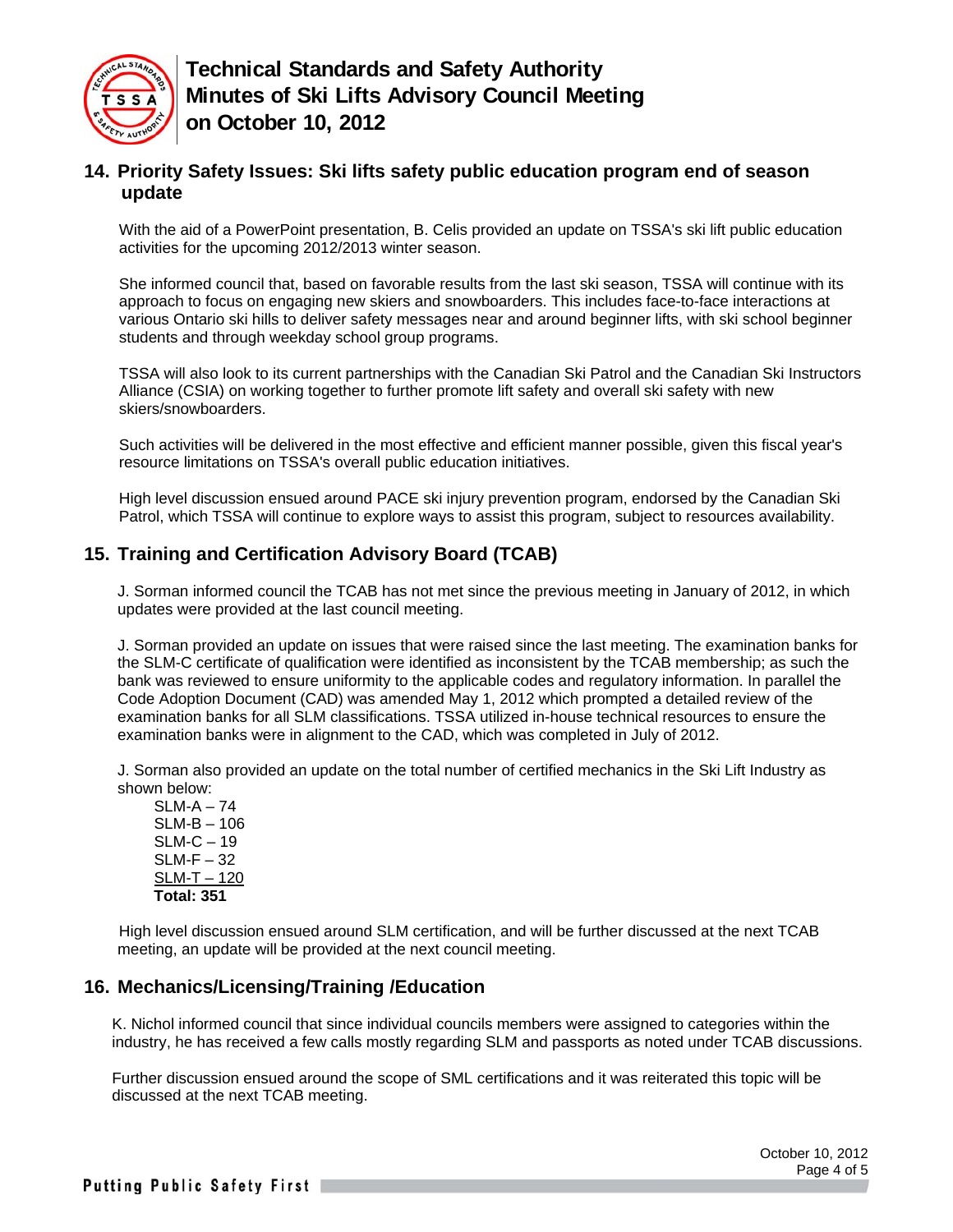## 14. Priority Safety Issues: Ski lifts safety public education program end of season update

With the aid of a PowerPoint presentation, B. Celis provided an update on TSSA's ski lift public education activities for the upcoming 2012/2013 winter season.

She informed council that, based on favorable results from the last ski season, TSSA will continue with its approach to focus on engaging new skiers and snowboarders. This includes face-to-face interactions at various Ontario ski hills to deliver safety messages near and around beginner lifts, with ski school beginner students and through weekday school group programs.

TSSA will also look to its current partnerships with the Canadian Ski Patrol and the Canadian Ski Instructors Alliance (CSIA) on working together to further promote lift safety and overall ski safety with new skiers/snowboarders.

Such activities will be delivered in the most effective and efficient manner possible, given this fiscal year's resource limitations on TSSA's overall public education initiatives.

High level discussion ensued around PACE ski injury prevention program, endorsed by the Canadian Ski Patrol, which TSSA will continue to explore ways to assist this program, subject to resources availability.

## 15. Training and Certification Advisory Board (TCAB)

J. Sorman informed council the TCAB has not met since the previous meeting in January of 2012, in which updates were provided at the last council meeting.

J. Sorman provided an update on issues that were raised since the last meeting. The examination banks for the SLM-C certificate of qualification were identified as inconsistent by the TCAB membership; as such the bank was reviewed to ensure uniformity to the applicable codes and regulatory information. In parallel the Code Adoption Document (CAD) was amended May 1, 2012 which prompted a detailed review of the examination banks for all SLM classifications. TSSA utilized in-house technical resources to ensure the examination banks were in alignment to the CAD, which was completed in July of 2012.

J. Sorman also provided an update on the total number of certified mechanics in the Ski Lift Industry as shown below:

SLM-A – 74
SLM-B – 106
SLM-C – 19
SLM-F – 32
SLM-T – 120
**Total: 351**

High level discussion ensued around SLM certification, and will be further discussed at the next TCAB meeting, an update will be provided at the next council meeting.

## 16. Mechanics/Licensing/Training /Education

K. Nichol informed council that since individual councils members were assigned to categories within the industry, he has received a few calls mostly regarding SLM and passports as noted under TCAB discussions.

Further discussion ensued around the scope of SML certifications and it was reiterated this topic will be discussed at the next TCAB meeting.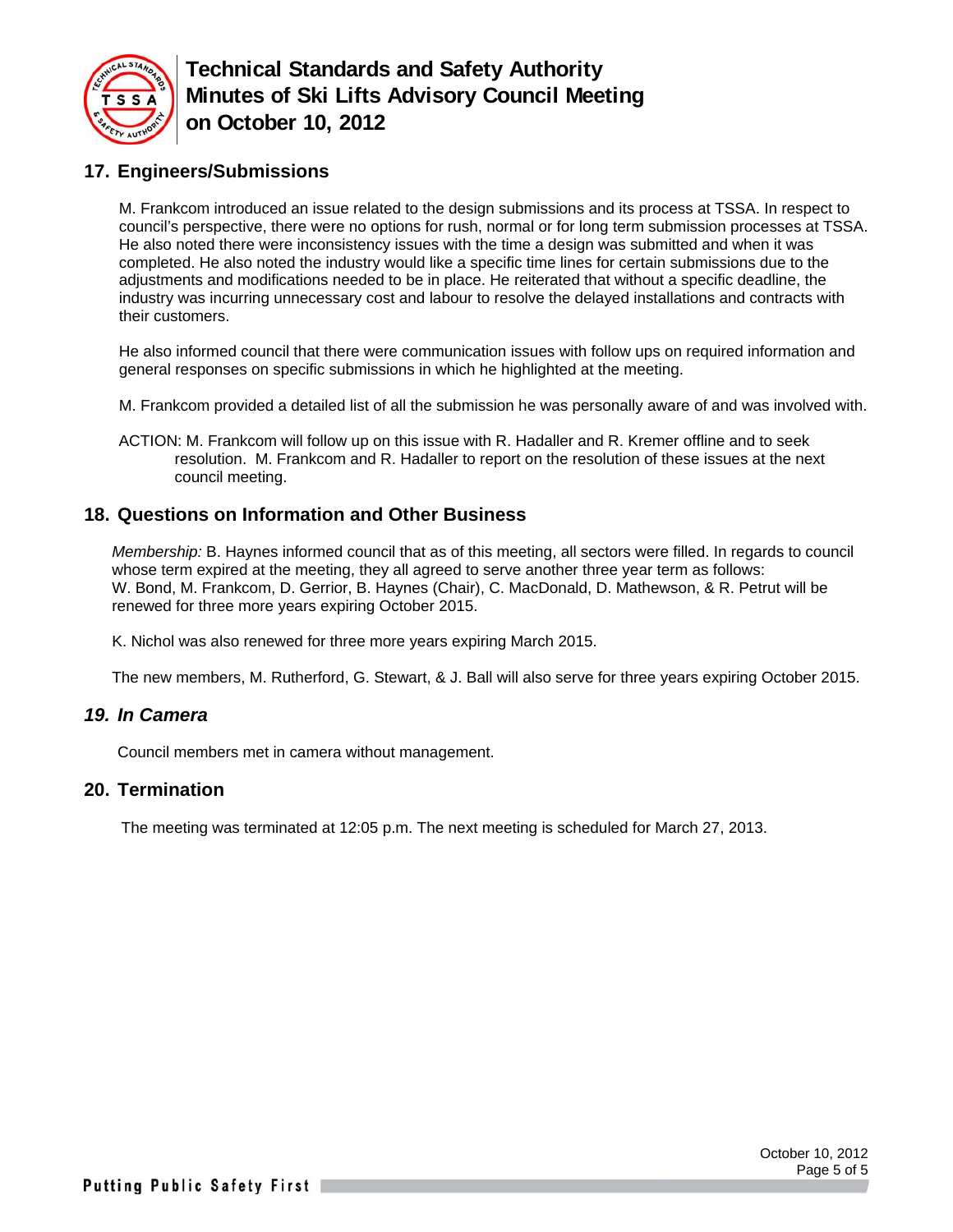## 17. Engineers/Submissions

M. Frankcom introduced an issue related to the design submissions and its process at TSSA. In respect to council's perspective, there were no options for rush, normal or for long term submission processes at TSSA. He also noted there were inconsistency issues with the time a design was submitted and when it was completed. He also noted the industry would like a specific time lines for certain submissions due to the adjustments and modifications needed to be in place. He reiterated that without a specific deadline, the industry was incurring unnecessary cost and labour to resolve the delayed installations and contracts with their customers.

He also informed council that there were communication issues with follow ups on required information and general responses on specific submissions in which he highlighted at the meeting.

M. Frankcom provided a detailed list of all the submission he was personally aware of and was involved with.

ACTION: M. Frankcom will follow up on this issue with R. Hadaller and R. Kremer offline and to seek resolution. M. Frankcom and R. Hadaller to report on the resolution of these issues at the next council meeting.

## 18. Questions on Information and Other Business

*Membership:* B. Haynes informed council that as of this meeting, all sectors were filled. In regards to council whose term expired at the meeting, they all agreed to serve another three year term as follows:
W. Bond, M. Frankcom, D. Gerrior, B. Haynes (Chair), C. MacDonald, D. Mathewson, & R. Petrut will be renewed for three more years expiring October 2015.

K. Nichol was also renewed for three more years expiring March 2015.

The new members, M. Rutherford, G. Stewart, & J. Ball will also serve for three years expiring October 2015.

## *19. In Camera*

Council members met in camera without management.

## 20. Termination

The meeting was terminated at 12:05 p.m. The next meeting is scheduled for March 27, 2013.